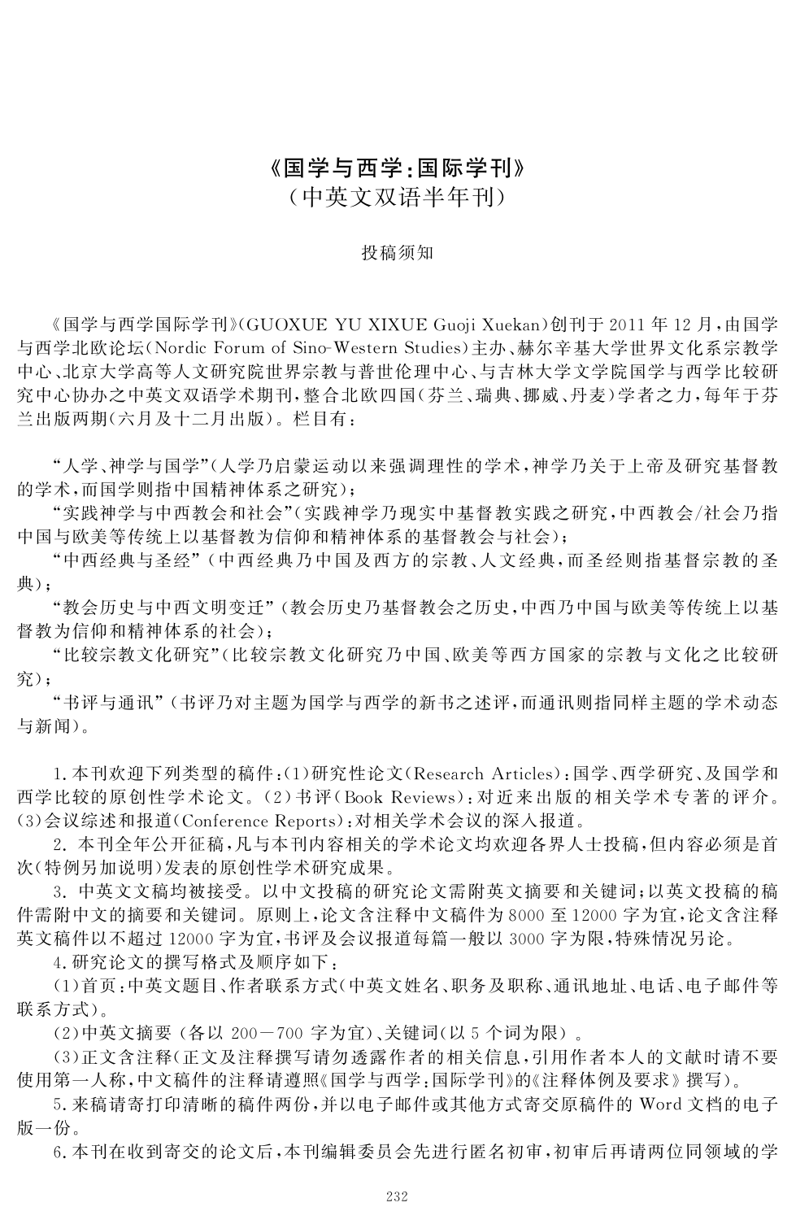# 《国学与西学:国际学刊》

## (中英文双语半年刊)

### 投稿须知

《国学与西学国际学刊》(GUOXUE YU XIXUE Guoji Xuekan)创刊于 2011 年 12 月,由国学与西学北欧论坛(Nordic Forum of Sino-Western Studies)主办、赫尔辛基大学世界文化系宗教学中心、北京大学高等人文研究院世界宗教与普世伦理中心、与吉林大学文学院国学与西学比较研究中心协办之中英文双语学术期刊,整合北欧四国(芬兰、瑞典、挪威、丹麦)学者之力,每年于芬兰出版两期(六月及十二月出版)。栏目有:

"人学、神学与国学"(人学乃启蒙运动以来强调理性的学术,神学乃关于上帝及研究基督教的学术,而国学则指中国精神体系之研究);

"实践神学与中西教会和社会"(实践神学乃现实中基督教实践之研究,中西教会/社会乃指中国与欧美等传统上以基督教为信仰和精神体系的基督教会与社会);

"中西经典与圣经"(中西经典乃中国及西方的宗教、人文经典,而圣经则指基督宗教的圣典);

"教会历史与中西文明变迁"(教会历史乃基督教会之历史,中西乃中国与欧美等传统上以基督教为信仰和精神体系的社会);

"比较宗教文化研究"(比较宗教文化研究乃中国、欧美等西方国家的宗教与文化之比较研究);

"书评与通讯"(书评乃对主题为国学与西学的新书之述评,而通讯则指同样主题的学术动态与新闻)。

1. 本刊欢迎下列类型的稿件:(1)研究性论文(Research Articles):国学、西学研究、及国学和西学比较的原创性学术论文。(2)书评(Book Reviews):对近来出版的相关学术专著的评介。(3)会议综述和报道(Conference Reports):对相关学术会议的深入报道。

2. 本刊全年公开征稿,凡与本刊内容相关的学术论文均欢迎各界人士投稿,但内容必须是首次(特例另加说明)发表的原创性学术研究成果。

3. 中英文文稿均被接受。以中文投稿的研究论文需附英文摘要和关键词;以英文投稿的稿件需附中文的摘要和关键词。原则上,论文含注释中文稿件为 8000 至 12000 字为宜,论文含注释英文稿件以不超过 12000 字为宜,书评及会议报道每篇一般以 3000 字为限,特殊情况另论。

4. 研究论文的撰写格式及顺序如下:

(1)首页:中英文题目、作者联系方式(中英文姓名、职务及职称、通讯地址、电话、电子邮件等联系方式)。

(2)中英文摘要 (各以 200－700 字为宜)、关键词(以 5 个词为限) 。

(3)正文含注释(正文及注释撰写请勿透露作者的相关信息,引用作者本人的文献时请不要使用第一人称,中文稿件的注释请遵照《国学与西学:国际学刊》的《注释体例及要求》撰写)。

5. 来稿请寄打印清晰的稿件两份,并以电子邮件或其他方式寄交原稿件的 Word 文档的电子版一份。

6. 本刊在收到寄交的论文后,本刊编辑委员会先进行匿名初审,初审后再请两位同领域的学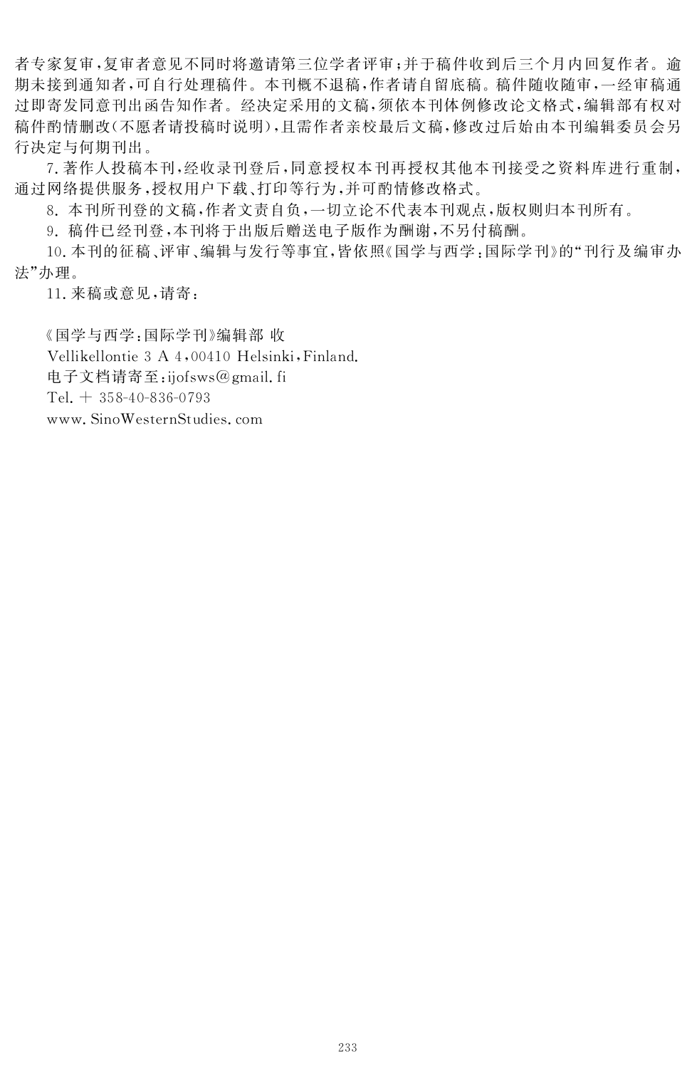者专家复审，复审者意见不同时将邀请第三位学者评审；并于稿件收到后三个月内回复作者。逾期未接到通知者，可自行处理稿件。本刊概不退稿，作者请自留底稿。稿件随收随审，一经审稿通过即寄发同意刊出函告知作者。经决定采用的文稿，须依本刊体例修改论文格式，编辑部有权对稿件酌情删改（不愿者请投稿时说明），且需作者亲校最后文稿，修改过后始由本刊编辑委员会另行决定与何期刊出。

7. 著作人投稿本刊，经收录刊登后，同意授权本刊再授权其他本刊接受之资料库进行重制，通过网络提供服务，授权用户下载、打印等行为，并可酌情修改格式。

8. 本刊所刊登的文稿，作者文责自负，一切立论不代表本刊观点，版权则归本刊所有。

9. 稿件已经刊登，本刊将于出版后赠送电子版作为酬谢，不另付稿酬。

10. 本刊的征稿、评审、编辑与发行等事宜，皆依照《国学与西学：国际学刊》的"刊行及编审办法"办理。

11. 来稿或意见，请寄：

《国学与西学：国际学刊》编辑部 收
Vellikellontie 3 A 4，00410 Helsinki，Finland.
电子文档请寄至：ijofsws@gmail.fi
Tel. + 358-40-836-0793
www.SinoWesternStudies.com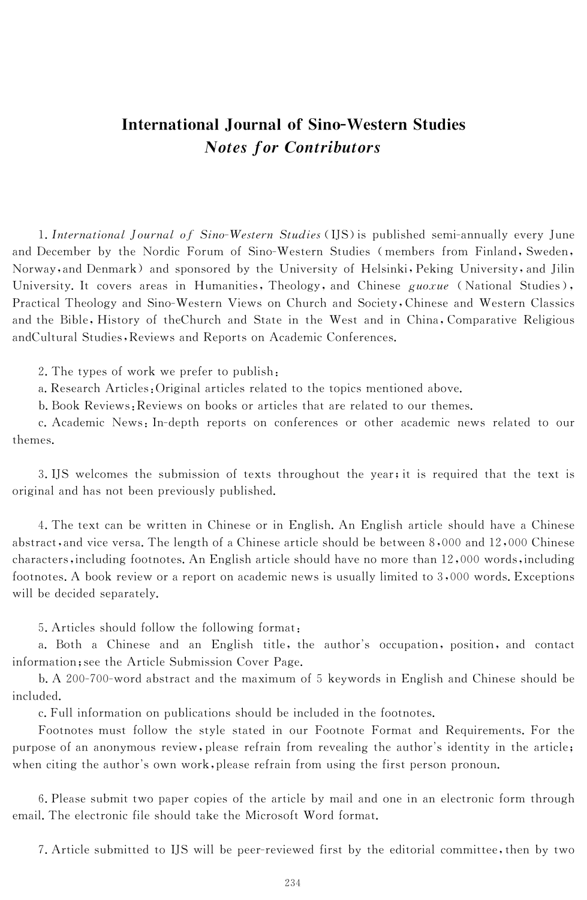# International Journal of Sino-Western Studies

## *Notes for Contributors*

1. *International Journal of Sino-Western Studies* (IJS) is published semi-annually every June and December by the Nordic Forum of Sino-Western Studies (members from Finland, Sweden, Norway, and Denmark) and sponsored by the University of Helsinki, Peking University, and Jilin University. It covers areas in Humanities, Theology, and Chinese *guoxue* (National Studies), Practical Theology and Sino-Western Views on Church and Society, Chinese and Western Classics and the Bible, History of theChurch and State in the West and in China, Comparative Religious andCultural Studies, Reviews and Reports on Academic Conferences.

2. The types of work we prefer to publish:
   a. Research Articles: Original articles related to the topics mentioned above.
   b. Book Reviews: Reviews on books or articles that are related to our themes.
   c. Academic News: In-depth reports on conferences or other academic news related to our themes.

3. IJS welcomes the submission of texts throughout the year; it is required that the text is original and has not been previously published.

4. The text can be written in Chinese or in English. An English article should have a Chinese abstract, and vice versa. The length of a Chinese article should be between 8,000 and 12,000 Chinese characters, including footnotes. An English article should have no more than 12,000 words, including footnotes. A book review or a report on academic news is usually limited to 3,000 words. Exceptions will be decided separately.

5. Articles should follow the following format:
   a. Both a Chinese and an English title, the author's occupation, position, and contact information; see the Article Submission Cover Page.
   b. A 200-700-word abstract and the maximum of 5 keywords in English and Chinese should be included.
   c. Full information on publications should be included in the footnotes.

   Footnotes must follow the style stated in our Footnote Format and Requirements. For the purpose of an anonymous review, please refrain from revealing the author's identity in the article; when citing the author's own work, please refrain from using the first person pronoun.

6. Please submit two paper copies of the article by mail and one in an electronic form through email. The electronic file should take the Microsoft Word format.

7. Article submitted to IJS will be peer-reviewed first by the editorial committee, then by two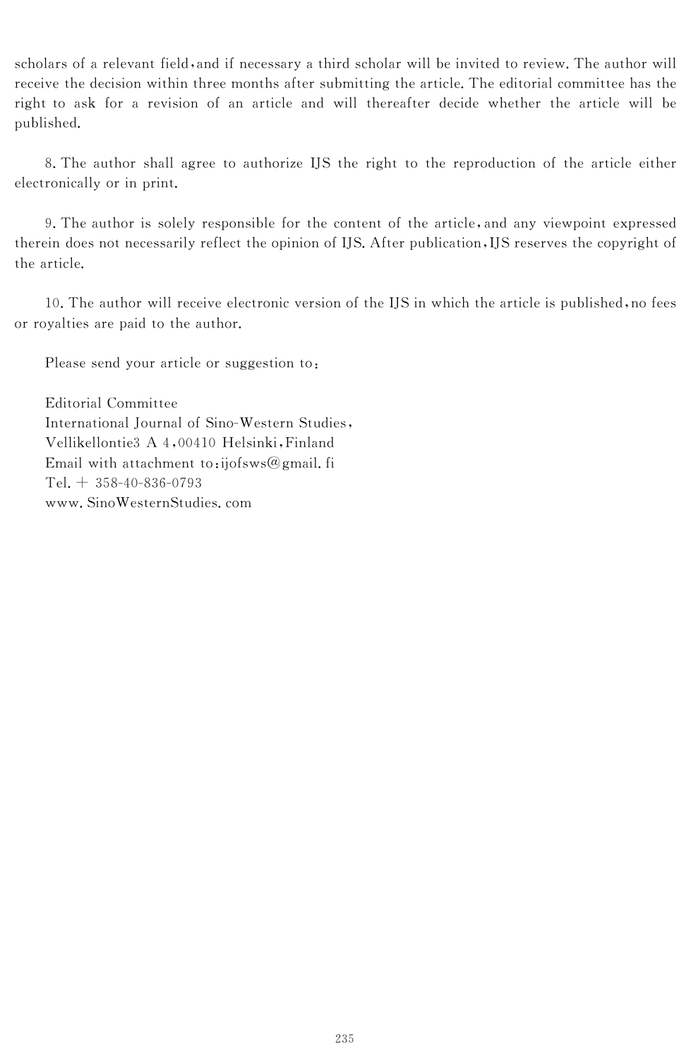scholars of a relevant field, and if necessary a third scholar will be invited to review. The author will receive the decision within three months after submitting the article. The editorial committee has the right to ask for a revision of an article and will thereafter decide whether the article will be published.

8. The author shall agree to authorize IJS the right to the reproduction of the article either electronically or in print.

9. The author is solely responsible for the content of the article, and any viewpoint expressed therein does not necessarily reflect the opinion of IJS. After publication, IJS reserves the copyright of the article.

10. The author will receive electronic version of the IJS in which the article is published, no fees or royalties are paid to the author.

Please send your article or suggestion to:

Editorial Committee
International Journal of Sino-Western Studies,
Vellikellontie3 A 4, 00410 Helsinki, Finland
Email with attachment to: ijofsws@gmail.fi
Tel. + 358-40-836-0793
www.SinoWesternStudies.com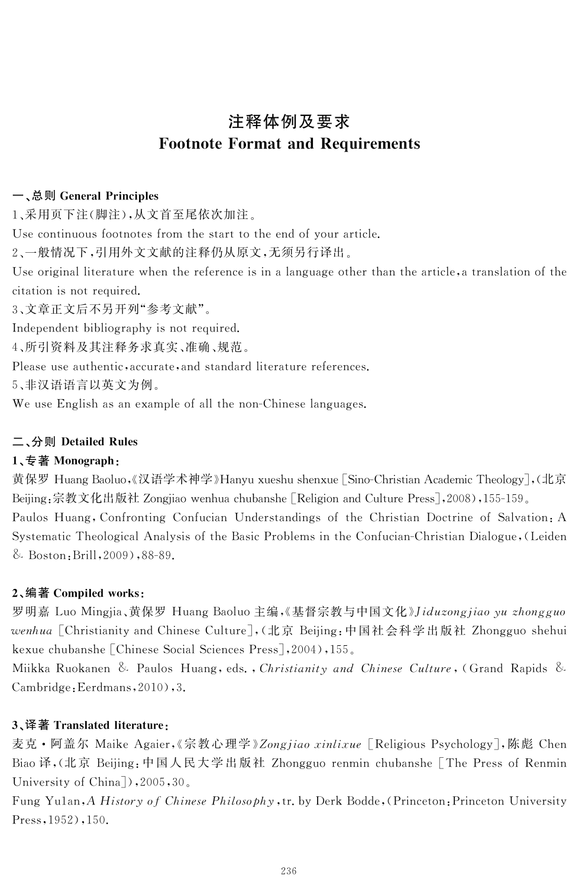# 注释体例及要求
# Footnote Format and Requirements

## 一、总则 General Principles

1、采用页下注(脚注),从文首至尾依次加注。

Use continuous footnotes from the start to the end of your article.

2、一般情况下,引用外文文献的注释仍从原文,无须另行译出。

Use original literature when the reference is in a language other than the article,a translation of the citation is not required.

3、文章正文后不另开列"参考文献"。

Independent bibliography is not required.

4、所引资料及其注释务求真实、准确、规范。

Please use authentic,accurate,and standard literature references.

5、非汉语语言以英文为例。

We use English as an example of all the non-Chinese languages.

## 二、分则 Detailed Rules

### 1、专著 Monograph:

黄保罗 Huang Baoluo,《汉语学术神学》Hanyu xueshu shenxue [Sino-Christian Academic Theology],(北京 Beijing:宗教文化出版社 Zongjiao wenhua chubanshe [Religion and Culture Press],2008),155-159。

Paulos Huang, Confronting Confucian Understandings of the Christian Doctrine of Salvation:A Systematic Theological Analysis of the Basic Problems in the Confucian-Christian Dialogue,(Leiden & Boston:Brill,2009),88-89.

### 2、编著 Compiled works:

罗明嘉 Luo Mingjia、黄保罗 Huang Baoluo 主编,《基督宗教与中国文化》*Jiduzongjiao yu zhongguo wenhua* [Christianity and Chinese Culture],(北京 Beijing:中国社会科学出版社 Zhongguo shehui kexue chubanshe [Chinese Social Sciences Press],2004),155。

Miikka Ruokanen & Paulos Huang, eds., *Christianity and Chinese Culture*,(Grand Rapids & Cambridge:Eerdmans,2010),3.

### 3、译著 Translated literature:

麦克·阿盖尔 Maike Agaier,《宗教心理学》*Zongjiao xinlixue* [Religious Psychology],陈彪 Chen Biao 译,(北京 Beijing:中国人民大学出版社 Zhongguo renmin chubanshe [The Press of Renmin University of China]),2005,30。

Fung Yulan,*A History of Chinese Philosophy*,tr. by Derk Bodde,(Princeton:Princeton University Press,1952),150.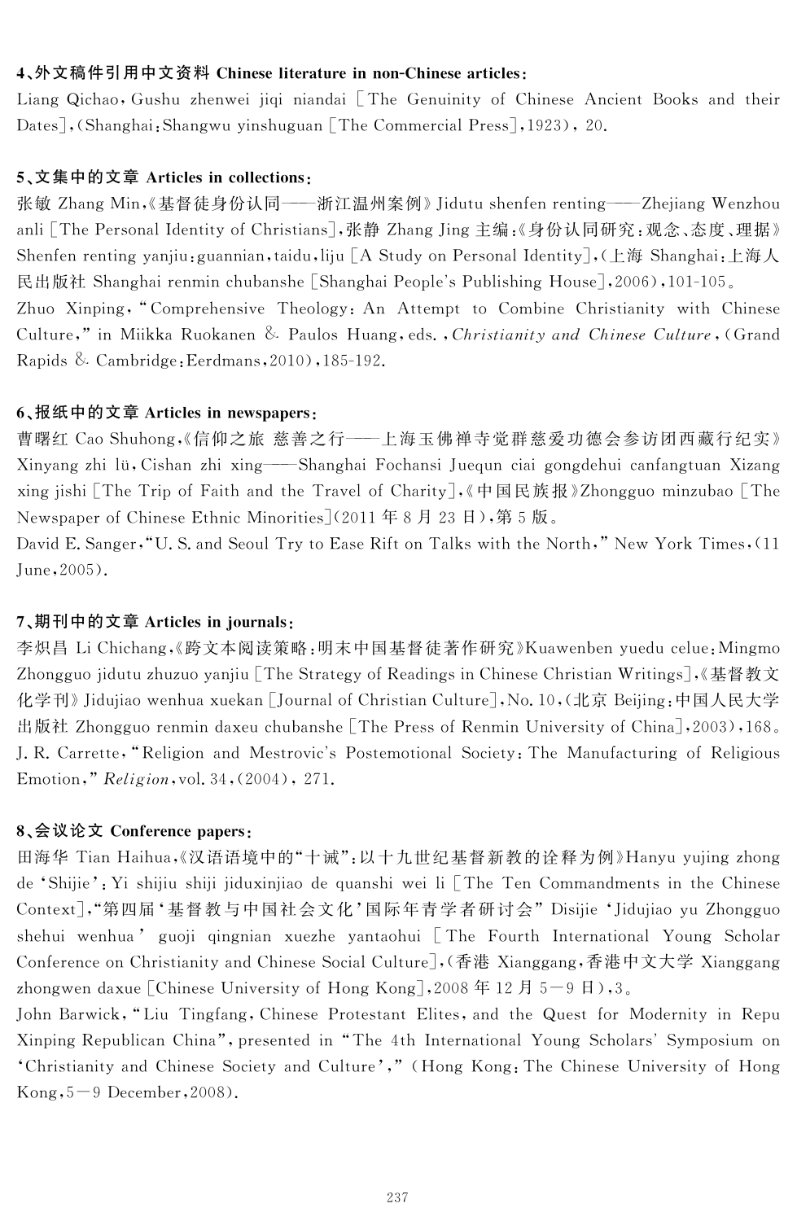**4、外文稿件引用中文资料 Chinese literature in non-Chinese articles:**

Liang Qichao, Gushu zhenwei jiqi niandai [The Genuinity of Chinese Ancient Books and their Dates], (Shanghai: Shangwu yinshuguan [The Commercial Press], 1923), 20.

**5、文集中的文章 Articles in collections:**

张敏 Zhang Min,《基督徒身份认同——浙江温州案例》Jidutu shenfen renting——Zhejiang Wenzhou anli [The Personal Identity of Christians],张静 Zhang Jing 主编:《身份认同研究:观念、态度、理据》Shenfen renting yanjiu: guannian, taidu, liju [A Study on Personal Identity],(上海 Shanghai:上海人民出版社 Shanghai renmin chubanshe [Shanghai People's Publishing House],2006),101-105。

Zhuo Xinping, "Comprehensive Theology: An Attempt to Combine Christianity with Chinese Culture," in Miikka Ruokanen & Paulos Huang, eds., *Christianity and Chinese Culture*, (Grand Rapids & Cambridge: Eerdmans, 2010), 185-192.

**6、报纸中的文章 Articles in newspapers:**

曹曙红 Cao Shuhong,《信仰之旅 慈善之行——上海玉佛禅寺觉群慈爱功德会参访团西藏行纪实》Xinyang zhi lü, Cishan zhi xing——Shanghai Fochansi Juequn ciai gongdehui canfangtuan Xizang xing jishi [The Trip of Faith and the Travel of Charity],《中国民族报》Zhongguo minzubao [The Newspaper of Chinese Ethnic Minorities](2011年8月23日),第5版。

David E. Sanger, "U. S. and Seoul Try to Ease Rift on Talks with the North," New York Times, (11 June, 2005).

**7、期刊中的文章 Articles in journals:**

李炽昌 Li Chichang,《跨文本阅读策略:明末中国基督徒著作研究》Kuawenben yuedu celue: Mingmo Zhongguo jidutu zhuzuo yanjiu [The Strategy of Readings in Chinese Christian Writings],《基督教文化学刊》Jidujiao wenhua xuekan [Journal of Christian Culture], No. 10,(北京 Beijing:中国人民大学出版社 Zhongguo renmin daxeu chubanshe [The Press of Renmin University of China],2003),168。

J. R. Carrette, "Religion and Mestrovic's Postemotional Society: The Manufacturing of Religious Emotion," *Religion*, vol. 34, (2004), 271.

**8、会议论文 Conference papers:**

田海华 Tian Haihua,《汉语语境中的"十诫":以十九世纪基督新教的诠释为例》Hanyu yujing zhong de 'Shijie': Yi shijiu shiji jiduxinjiao de quanshi wei li [The Ten Commandments in the Chinese Context],"第四届'基督教与中国社会文化'国际年青学者研讨会" Disijie 'Jidujiao yu Zhongguo shehui wenhua' guoji qingnian xuezhe yantaohui [The Fourth International Young Scholar Conference on Christianity and Chinese Social Culture],(香港 Xianggang,香港中文大学 Xianggang zhongwen daxue [Chinese University of Hong Kong],2008年12月5—9日),3。

John Barwick, "Liu Tingfang, Chinese Protestant Elites, and the Quest for Modernity in Repu Xinping Republican China", presented in "The 4th International Young Scholars' Symposium on 'Christianity and Chinese Society and Culture'," (Hong Kong: The Chinese University of Hong Kong, 5—9 December, 2008).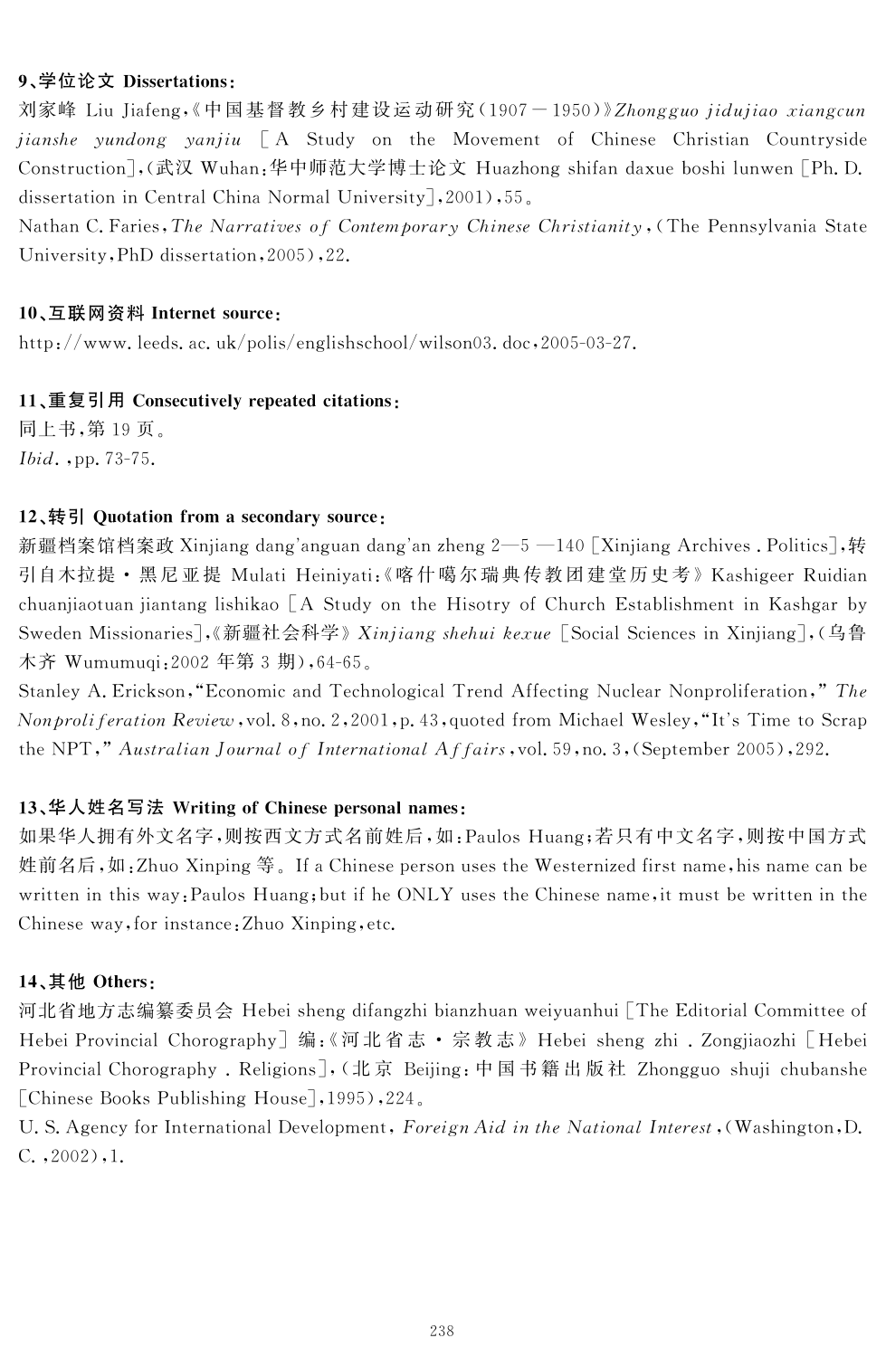**9、学位论文 Dissertations：**

刘家峰 Liu Jiafeng，《中国基督教乡村建设运动研究（1907－1950）》*Zhongguo jidujiao xiangcun jianshe yundong yanjiu* [A Study on the Movement of Chinese Christian Countryside Construction]，（武汉 Wuhan：华中师范大学博士论文 Huazhong shifan daxue boshi lunwen [Ph. D. dissertation in Central China Normal University]，2001），55。

Nathan C. Faries，*The Narratives of Contemporary Chinese Christianity*，（The Pennsylvania State University，PhD dissertation，2005），22.

**10、互联网资料 Internet source：**

http://www.leeds.ac.uk/polis/englishschool/wilson03.doc，2005-03-27.

**11、重复引用 Consecutively repeated citations：**

同上书，第 19 页。

*Ibid.*，pp. 73-75.

**12、转引 Quotation from a secondary source：**

新疆档案馆档案政 Xinjiang dang'anguan dang'an zheng 2—5 —140 [Xinjiang Archives . Politics]，转引自木拉提・黑尼亚提 Mulati Heiniyati：《喀什噶尔瑞典传教团建堂历史考》Kashigeer Ruidian chuanjiaotuan jiantang lishikao [A Study on the Hisotry of Church Establishment in Kashgar by Sweden Missionaries]，《新疆社会科学》*Xinjiang shehui kexue* [Social Sciences in Xinjiang]，（乌鲁木齐 Wumumuqi：2002 年第 3 期），64-65。

Stanley A. Erickson，"Economic and Technological Trend Affecting Nuclear Nonproliferation，" *The Nonproliferation Review*，vol. 8，no. 2，2001，p. 43，quoted from Michael Wesley，"It's Time to Scrap the NPT，" *Australian Journal of International Affairs*，vol. 59，no. 3，(September 2005)，292.

**13、华人姓名写法 Writing of Chinese personal names：**

如果华人拥有外文名字，则按西文方式名前姓后，如：Paulos Huang；若只有中文名字，则按中国方式姓前名后，如：Zhuo Xinping 等。If a Chinese person uses the Westernized first name，his name can be written in this way：Paulos Huang；but if he ONLY uses the Chinese name，it must be written in the Chinese way，for instance：Zhuo Xinping，etc.

**14、其他 Others：**

河北省地方志编纂委员会 Hebei sheng difangzhi bianzhuan weiyuanhui [The Editorial Committee of Hebei Provincial Chorography] 编：《河北省志・宗教志》Hebei sheng zhi . Zongjiaozhi [Hebei Provincial Chorography . Religions]，（北京 Beijing：中国书籍出版社 Zhongguo shuji chubanshe [Chinese Books Publishing House]，1995），224。

U. S. Agency for International Development，*Foreign Aid in the National Interest*，(Washington，D. C.，2002)，1.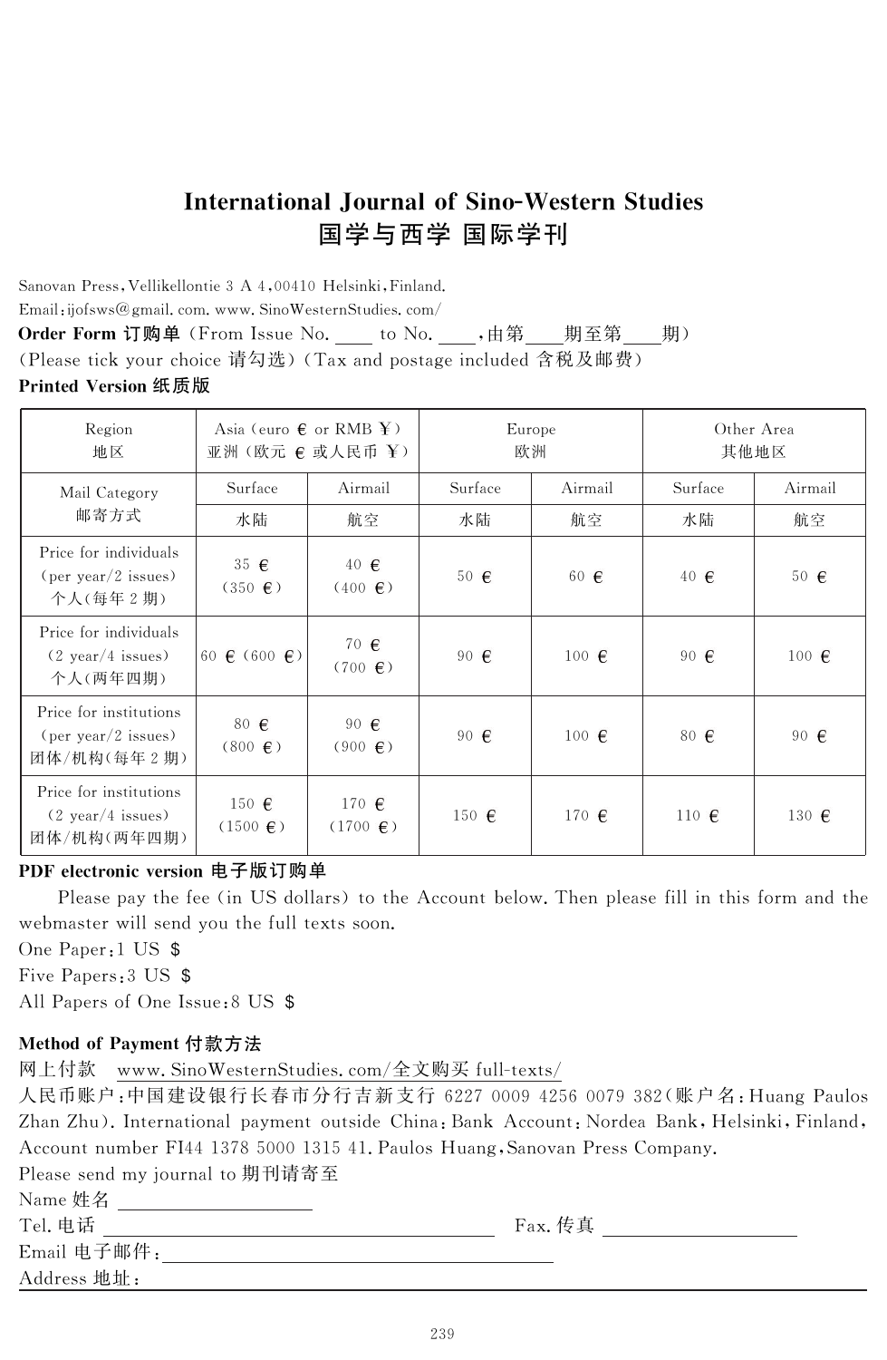# International Journal of Sino-Western Studies
## 国学与西学 国际学刊

Sanovan Press, Vellikellontie 3 A 4, 00410 Helsinki, Finland.
Email: ijofsws@gmail.com. www.SinoWesternStudies.com/

**Order Form 订购单**（From Issue No. ____ to No. ____，由第____期至第____期）
（Please tick your choice 请勾选）（Tax and postage included 含税及邮费）

**Printed Version 纸质版**

| Region 地区 | Asia (euro € or RMB ¥) 亚洲（欧元 € 或人民币 ¥） | | Europe 欧洲 | | Other Area 其他地区 | |
|---|---|---|---|---|---|---|
| Mail Category 邮寄方式 | Surface 水陆 | Airmail 航空 | Surface 水陆 | Airmail 航空 | Surface 水陆 | Airmail 航空 |
| Price for individuals (per year/2 issues) 个人（每年2期） | 35 € (350 €) | 40 € (400 €) | 50 € | 60 € | 40 € | 50 € |
| Price for individuals (2 year/4 issues) 个人（两年四期） | 60 € (600 €) | 70 € (700 €) | 90 € | 100 € | 90 € | 100 € |
| Price for institutions (per year/2 issues) 团体/机构（每年2期） | 80 € (800 €) | 90 € (900 €) | 90 € | 100 € | 80 € | 90 € |
| Price for institutions (2 year/4 issues) 团体/机构（两年四期） | 150 € (1500 €) | 170 € (1700 €) | 150 € | 170 € | 110 € | 130 € |

**PDF electronic version 电子版订购单**

Please pay the fee (in US dollars) to the Account below. Then please fill in this form and the webmaster will send you the full texts soon.

One Paper: 1 US $
Five Papers: 3 US $
All Papers of One Issue: 8 US $

**Method of Payment 付款方法**

网上付款 www.SinoWesternStudies.com/全文购买 full-texts/

人民币账户：中国建设银行长春市分行吉新支行 6227 0009 4256 0079 382（账户名：Huang Paulos Zhan Zhu）. International payment outside China: Bank Account: Nordea Bank, Helsinki, Finland, Account number FI44 1378 5000 1315 41. Paulos Huang, Sanovan Press Company.

Please send my journal to 期刊请寄至

Name 姓名 ____________________

Tel. 电话 ________________________________________ Fax. 传真 ____________________

Email 电子邮件：________________________________________

Address 地址：________________________________________